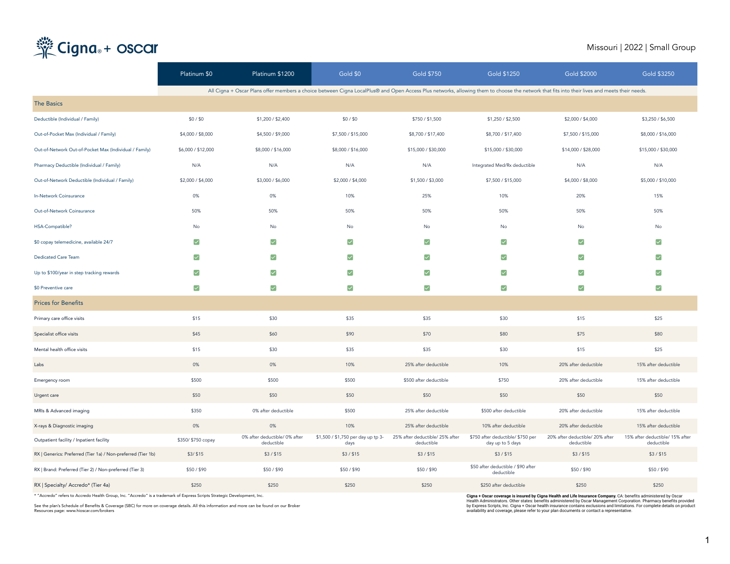# Cigna + oscar

Missouri | 2022 | Small Group

| | Platinum $0 | Platinum $1200 | Gold $0 | Gold $750 | Gold $1250 | Gold $2000 | Gold $3250 |
|---|---|---|---|---|---|---|---|
| | All Cigna + Oscar Plans offer members a choice between Cigna LocalPlus® and Open Access Plus networks, allowing them to choose the network that fits into their lives and meets their needs. | | | | | | |
| **The Basics** | | | | | | | |
| Deductible (Individual / Family) | $0 / $0 | $1,200 / $2,400 | $0 / $0 | $750 / $1,500 | $1,250 / $2,500 | $2,000 / $4,000 | $3,250 / $6,500 |
| Out-of-Pocket Max (Individual / Family) | $4,000 / $8,000 | $4,500 / $9,000 | $7,500 / $15,000 | $8,700 / $17,400 | $8,700 / $17,400 | $7,500 / $15,000 | $8,000 / $16,000 |
| Out-of-Network Out-of-Pocket Max (Individual / Family) | $6,000 / $12,000 | $8,000 / $16,000 | $8,000 / $16,000 | $15,000 / $30,000 | $15,000 / $30,000 | $14,000 / $28,000 | $15,000 / $30,000 |
| Pharmacy Deductible (Individual / Family) | N/A | N/A | N/A | N/A | Integrated Med/Rx deductible | N/A | N/A |
| Out-of-Network Deductible (Individual / Family) | $2,000 / $4,000 | $3,000 / $6,000 | $2,000 / $4,000 | $1,500 / $3,000 | $7,500 / $15,000 | $4,000 / $8,000 | $5,000 / $10,000 |
| In-Network Coinsurance | 0% | 0% | 10% | 25% | 10% | 20% | 15% |
| Out-of-Network Coinsurance | 50% | 50% | 50% | 50% | 50% | 50% | 50% |
| HSA-Compatible? | No | No | No | No | No | No | No |
| $0 copay telemedicine, available 24/7 | ✓ | ✓ | ✓ | ✓ | ✓ | ✓ | ✓ |
| Dedicated Care Team | ✓ | ✓ | ✓ | ✓ | ✓ | ✓ | ✓ |
| Up to $100/year in step tracking rewards | ✓ | ✓ | ✓ | ✓ | ✓ | ✓ | ✓ |
| $0 Preventive care | ✓ | ✓ | ✓ | ✓ | ✓ | ✓ | ✓ |
| **Prices for Benefits** | | | | | | | |
| Primary care office visits | $15 | $30 | $35 | $35 | $30 | $15 | $25 |
| Specialist office visits | $45 | $60 | $90 | $70 | $80 | $75 | $80 |
| Mental health office visits | $15 | $30 | $35 | $35 | $30 | $15 | $25 |
| Labs | 0% | 0% | 10% | 25% after deductible | 10% | 20% after deductible | 15% after deductible |
| Emergency room | $500 | $500 | $500 | $500 after deductible | $750 | 20% after deductible | 15% after deductible |
| Urgent care | $50 | $50 | $50 | $50 | $50 | $50 | $50 |
| MRIs & Advanced imaging | $350 | 0% after deductible | $500 | 25% after deductible | $500 after deductible | 20% after deductible | 15% after deductible |
| X-rays & Diagnostic imaging | 0% | 0% | 10% | 25% after deductible | 10% after deductible | 20% after deductible | 15% after deductible |
| Outpatient facility / Inpatient facility | $350/ $750 copay | 0% after deductible/ 0% after deductible | $1,500 / $1,750 per day up tp 3-days | 25% after deductible/ 25% after deductible | $750 after deductible/ $750 per day up to 5 days | 20% after deductible/ 20% after deductible | 15% after deductible/ 15% after deductible |
| RX \| Generics: Preferred (Tier 1a) / Non-preferred (Tier 1b) | $3/ $15 | $3 / $15 | $3 / $15 | $3 / $15 | $3 / $15 | $3 / $15 | $3 / $15 |
| RX \| Brand: Preferred (Tier 2) / Non-preferred (Tier 3) | $50 / $90 | $50 / $90 | $50 / $90 | $50 / $90 | $50 after deductible / $90 after deductible | $50 / $90 | $50 / $90 |
| RX \| Specialty/ Accredo* (Tier 4a) | $250 | $250 | $250 | $250 | $250 after deductible | $250 | $250 |

* "Accredo" refers to Accredo Health Group, Inc. "Accredo" is a trademark of Express Scripts Strategic Development, Inc.

See the plan's Schedule of Benefits & Coverage (SBC) for more on coverage details. All this information and more can be found on our Broker Resources page: www.hioscar.com/brokers

**Cigna + Oscar coverage is insured by Cigna Health and Life Insurance Company.** CA: benefits administered by Oscar Health Administrators. Other states: benefits administered by Oscar Management Corporation. Pharmacy benefits provided by Express Scripts, Inc. Cigna + Oscar health insurance contains exclusions and limitations. For complete details on product availability and coverage, please refer to your plan documents or contact a representative.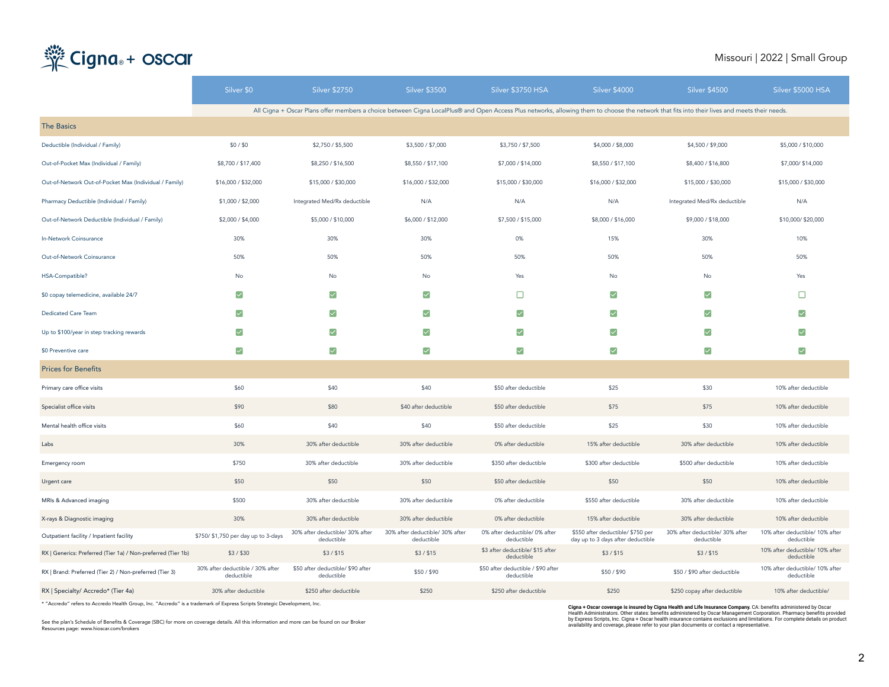Cigna + oscar

Missouri | 2022 | Small Group

| | Silver $0 | Silver $2750 | Silver $3500 | Silver $3750 HSA | Silver $4000 | Silver $4500 | Silver $5000 HSA |
|---|---|---|---|---|---|---|---|
| | All Cigna + Oscar Plans offer members a choice between Cigna LocalPlus® and Open Access Plus networks, allowing them to choose the network that fits into their lives and meets their needs. | | | | | | |
| **The Basics** | | | | | | | |
| Deductible (Individual / Family) | $0 / $0 | $2,750 / $5,500 | $3,500 / $7,000 | $3,750 / $7,500 | $4,000 / $8,000 | $4,500 / $9,000 | $5,000 / $10,000 |
| Out-of-Pocket Max (Individual / Family) | $8,700 / $17,400 | $8,250 / $16,500 | $8,550 / $17,100 | $7,000 / $14,000 | $8,550 / $17,100 | $8,400 / $16,800 | $7,000/ $14,000 |
| Out-of-Network Out-of-Pocket Max (Individual / Family) | $16,000 / $32,000 | $15,000 / $30,000 | $16,000 / $32,000 | $15,000 / $30,000 | $16,000 / $32,000 | $15,000 / $30,000 | $15,000 / $30,000 |
| Pharmacy Deductible (Individual / Family) | $1,000 / $2,000 | Integrated Med/Rx deductible | N/A | N/A | N/A | Integrated Med/Rx deductible | N/A |
| Out-of-Network Deductible (Individual / Family) | $2,000 / $4,000 | $5,000 / $10,000 | $6,000 / $12,000 | $7,500 / $15,000 | $8,000 / $16,000 | $9,000 / $18,000 | $10,000/ $20,000 |
| In-Network Coinsurance | 30% | 30% | 30% | 0% | 15% | 30% | 10% |
| Out-of-Network Coinsurance | 50% | 50% | 50% | 50% | 50% | 50% | 50% |
| HSA-Compatible? | No | No | No | Yes | No | No | Yes |
| $0 copay telemedicine, available 24/7 | ☑ | ☑ | ☑ | ☐ | ☑ | ☑ | ☐ |
| Dedicated Care Team | ☑ | ☑ | ☑ | ☑ | ☑ | ☑ | ☑ |
| Up to $100/year in step tracking rewards | ☑ | ☑ | ☑ | ☑ | ☑ | ☑ | ☑ |
| $0 Preventive care | ☑ | ☑ | ☑ | ☑ | ☑ | ☑ | ☑ |
| **Prices for Benefits** | | | | | | | |
| Primary care office visits | $60 | $40 | $40 | $50 after deductible | $25 | $30 | 10% after deductible |
| Specialist office visits | $90 | $80 | $40 after deductible | $50 after deductible | $75 | $75 | 10% after deductible |
| Mental health office visits | $60 | $40 | $40 | $50 after deductible | $25 | $30 | 10% after deductible |
| Labs | 30% | 30% after deductible | 30% after deductible | 0% after deductible | 15% after deductible | 30% after deductible | 10% after deductible |
| Emergency room | $750 | 30% after deductible | 30% after deductible | $350 after deductible | $300 after deductible | $500 after deductible | 10% after deductible |
| Urgent care | $50 | $50 | $50 | $50 after deductible | $50 | $50 | 10% after deductible |
| MRIs & Advanced imaging | $500 | 30% after deductible | 30% after deductible | 0% after deductible | $550 after deductible | 30% after deductible | 10% after deductible |
| X-rays & Diagnostic imaging | 30% | 30% after deductible | 30% after deductible | 0% after deductible | 15% after deductible | 30% after deductible | 10% after deductible |
| Outpatient facility / Inpatient facility | $750/ $1,750 per day up to 3-days | 30% after deductible/ 30% after deductible | 30% after deductible/ 30% after deductible | 0% after deductible/ 0% after deductible | $550 after deductible/ $750 per day up to 3 days after deductible | 30% after deductible/ 30% after deductible | 10% after deductible/ 10% after deductible |
| RX \| Generics: Preferred (Tier 1a) / Non-preferred (Tier 1b) | $3 / $30 | $3 / $15 | $3 / $15 | $3 after deductible/ $15 after deductible | $3 / $15 | $3 / $15 | 10% after deductible/ 10% after deductible |
| RX \| Brand: Preferred (Tier 2) / Non-preferred (Tier 3) | 30% after deductible / 30% after deductible | $50 after deductible/ $90 after deductible | $50 / $90 | $50 after deductible / $90 after deductible | $50 / $90 | $50 / $90 after deductible | 10% after deductible/ 10% after deductible |
| RX \| Specialty/ Accredo* (Tier 4a) | 30% after deductible | $250 after deductible | $250 | $250 after deductible | $250 | $250 copay after deductible | 10% after deductible/ |

* "Accredo" refers to Accredo Health Group, Inc. "Accredo" is a trademark of Express Scripts Strategic Development, Inc.

See the plan's Schedule of Benefits & Coverage (SBC) for more on coverage details. All this information and more can be found on our Broker Resources page: www.hioscar.com/brokers

**Cigna + Oscar coverage is insured by Cigna Health and Life Insurance Company.** CA: benefits administered by Oscar Health Administrators. Other states: benefits administered by Oscar Management Corporation. Pharmacy benefits provided by Express Scripts, Inc. Cigna + Oscar health insurance contains exclusions and limitations. For complete details on product availability and coverage, please refer to your plan documents or contact a representative.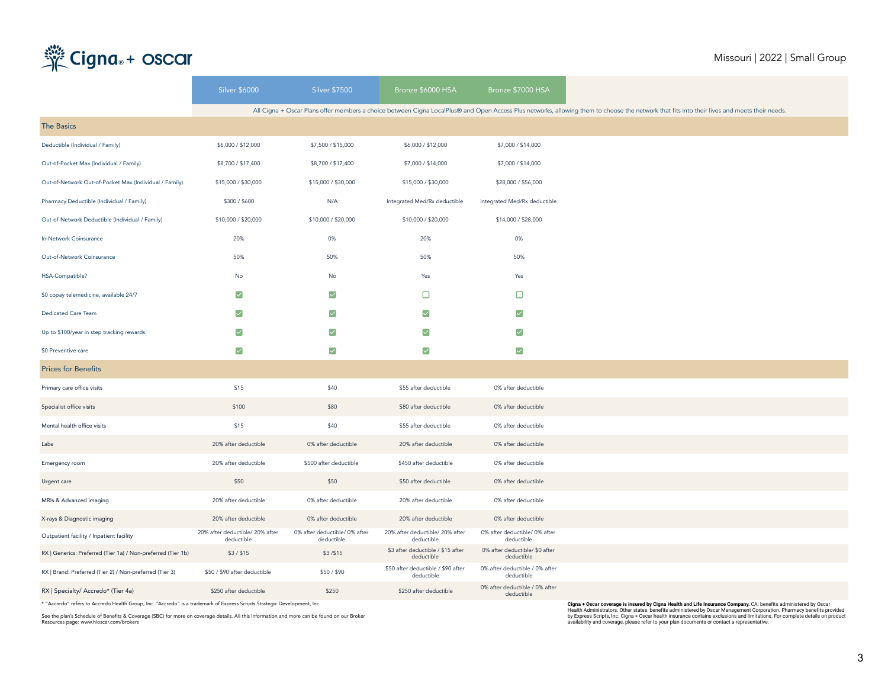Cigna + oscar

Missouri | 2022 | Small Group

| | Silver $6000 | Silver $7500 | Bronze $6000 HSA | Bronze $7000 HSA |
|---|---|---|---|---|
| | All Cigna + Oscar Plans offer members a choice between Cigna LocalPlus® and Open Access Plus networks, allowing them to choose the network that fits into their lives and meets their needs. | | | |
| **The Basics** | | | | |
| Deductible (Individual / Family) | $6,000 / $12,000 | $7,500 / $15,000 | $6,000 / $12,000 | $7,000 / $14,000 |
| Out-of-Pocket Max (Individual / Family) | $8,700 / $17,400 | $8,700 / $17,400 | $7,000 / $14,000 | $7,000 / $14,000 |
| Out-of-Network Out-of-Pocket Max (Individual / Family) | $15,000 / $30,000 | $15,000 / $30,000 | $15,000 / $30,000 | $28,000 / $56,000 |
| Pharmacy Deductible (Individual / Family) | $300 / $600 | N/A | Integrated Med/Rx deductible | Integrated Med/Rx deductible |
| Out-of-Network Deductible (Individual / Family) | $10,000 / $20,000 | $10,000 / $20,000 | $10,000 / $20,000 | $14,000 / $28,000 |
| In-Network Coinsurance | 20% | 0% | 20% | 0% |
| Out-of-Network Coinsurance | 50% | 50% | 50% | 50% |
| HSA-Compatible? | No | No | Yes | Yes |
| $0 copay telemedicine, available 24/7 | ☑ | ☑ | ☐ | ☐ |
| Dedicated Care Team | ☑ | ☑ | ☑ | ☑ |
| Up to $100/year in step tracking rewards | ☑ | ☑ | ☑ | ☑ |
| $0 Preventive care | ☑ | ☑ | ☑ | ☑ |
| **Prices for Benefits** | | | | |
| Primary care office visits | $15 | $40 | $55 after deductible | 0% after deductible |
| Specialist office visits | $100 | $80 | $80 after deductible | 0% after deductible |
| Mental health office visits | $15 | $40 | $55 after deductible | 0% after deductible |
| Labs | 20% after deductible | 0% after deductible | 20% after deductible | 0% after deductible |
| Emergency room | 20% after deductible | $500 after deductible | $450 after deductible | 0% after deductible |
| Urgent care | $50 | $50 | $50 after deductible | 0% after deductible |
| MRIs & Advanced imaging | 20% after deductible | 0% after deductible | 20% after deductible | 0% after deductible |
| X-rays & Diagnostic imaging | 20% after deductible | 0% after deductible | 20% after deductible | 0% after deductible |
| Outpatient facility / Inpatient facility | 20% after deductible/ 20% after deductible | 0% after deductible/ 0% after deductible | 20% after deductible/ 20% after deductible | 0% after deductible/ 0% after deductible |
| RX \| Generics: Preferred (Tier 1a) / Non-preferred (Tier 1b) | $3 / $15 | $3 /$15 | $3 after deductible / $15 after deductible | 0% after deductible/ $0 after deductible |
| RX \| Brand: Preferred (Tier 2) / Non-preferred (Tier 3) | $50 / $90 after deductible | $50 / $90 | $50 after deductible / $90 after deductible | 0% after deductible / 0% after deductible |
| RX \| Specialty/ Accredo* (Tier 4a) | $250 after deductible | $250 | $250 after deductible | 0% after deductible / 0% after deductible |

* "Accredo" refers to Accredo Health Group, Inc. "Accredo" is a trademark of Express Scripts Strategic Development, Inc.

See the plan's Schedule of Benefits & Coverage (SBC) for more on coverage details. All this information and more can be found on our Broker Resources page: www.hioscar.com/brokers

**Cigna + Oscar coverage is insured by Cigna Health and Life Insurance Company.** CA: benefits administered by Oscar Health Administrators. Other states: benefits administered by Oscar Management Corporation. Pharmacy benefits provided by Express Scripts, Inc. Cigna + Oscar health insurance contains exclusions and limitations. For complete details on product availability and coverage, please refer to your plan documents or contact a representative.